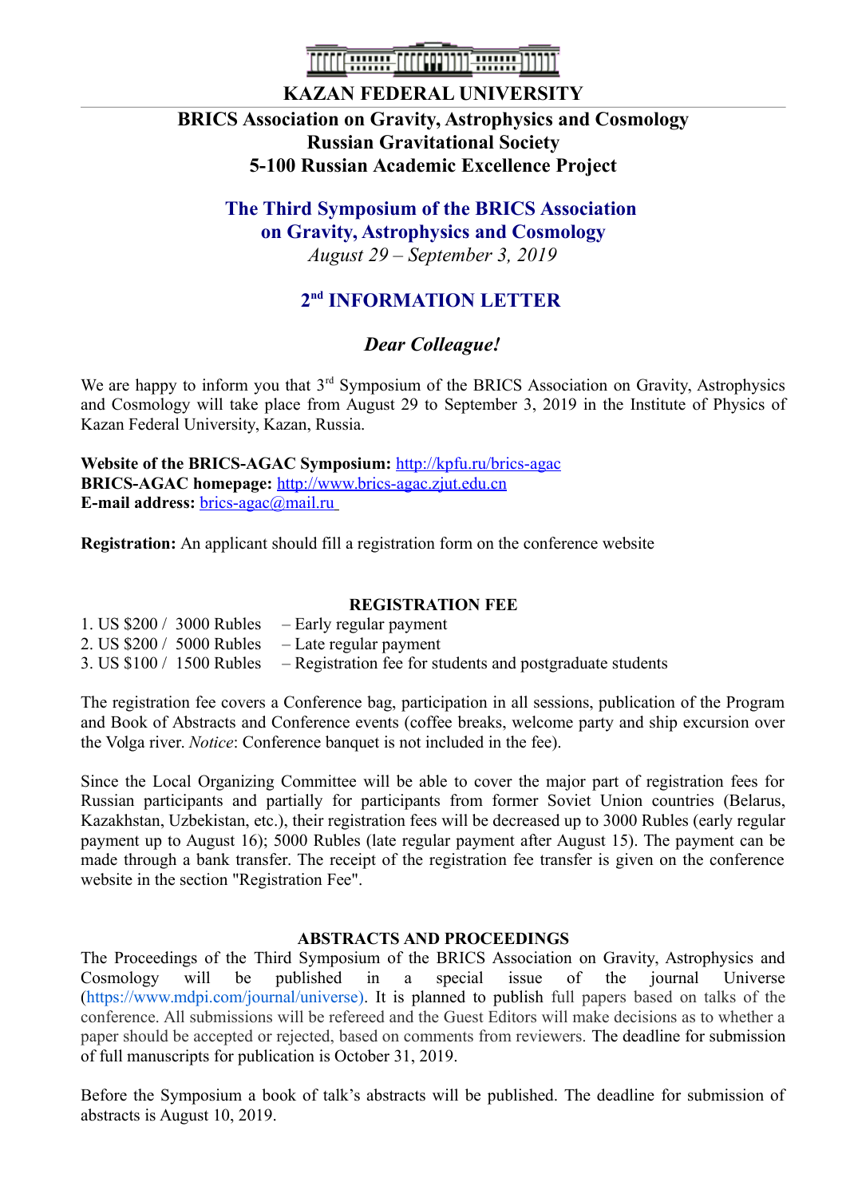# KAZAN FEDERAL UNIVERSITY

**BRICS Association on Gravity, Astrophysics and Cosmology**
**Russian Gravitational Society**
**5-100 Russian Academic Excellence Project**

## The Third Symposium of the BRICS Association on Gravity, Astrophysics and Cosmology

*August 29 – September 3, 2019*

## 2nd INFORMATION LETTER

### *Dear Colleague!*

We are happy to inform you that 3rd Symposium of the BRICS Association on Gravity, Astrophysics and Cosmology will take place from August 29 to September 3, 2019 in the Institute of Physics of Kazan Federal University, Kazan, Russia.

**Website of the BRICS-AGAC Symposium:** http://kpfu.ru/brics-agac
**BRICS-AGAC homepage:** http://www.brics-agac.zjut.edu.cn
**E-mail address:** brics-agac@mail.ru

**Registration:** An applicant should fill a registration form on the conference website

### REGISTRATION FEE

1. US $200 / 3000 Rubles – Early regular payment
2. US $200 / 5000 Rubles – Late regular payment
3. US $100 / 1500 Rubles – Registration fee for students and postgraduate students

The registration fee covers a Conference bag, participation in all sessions, publication of the Program and Book of Abstracts and Conference events (coffee breaks, welcome party and ship excursion over the Volga river. *Notice*: Conference banquet is not included in the fee).

Since the Local Organizing Committee will be able to cover the major part of registration fees for Russian participants and partially for participants from former Soviet Union countries (Belarus, Kazakhstan, Uzbekistan, etc.), their registration fees will be decreased up to 3000 Rubles (early regular payment up to August 16); 5000 Rubles (late regular payment after August 15). The payment can be made through a bank transfer. The receipt of the registration fee transfer is given on the conference website in the section "Registration Fee".

### ABSTRACTS AND PROCEEDINGS

The Proceedings of the Third Symposium of the BRICS Association on Gravity, Astrophysics and Cosmology will be published in a special issue of the journal Universe (https://www.mdpi.com/journal/universe). It is planned to publish full papers based on talks of the conference. All submissions will be refereed and the Guest Editors will make decisions as to whether a paper should be accepted or rejected, based on comments from reviewers. The deadline for submission of full manuscripts for publication is October 31, 2019.

Before the Symposium a book of talk's abstracts will be published. The deadline for submission of abstracts is August 10, 2019.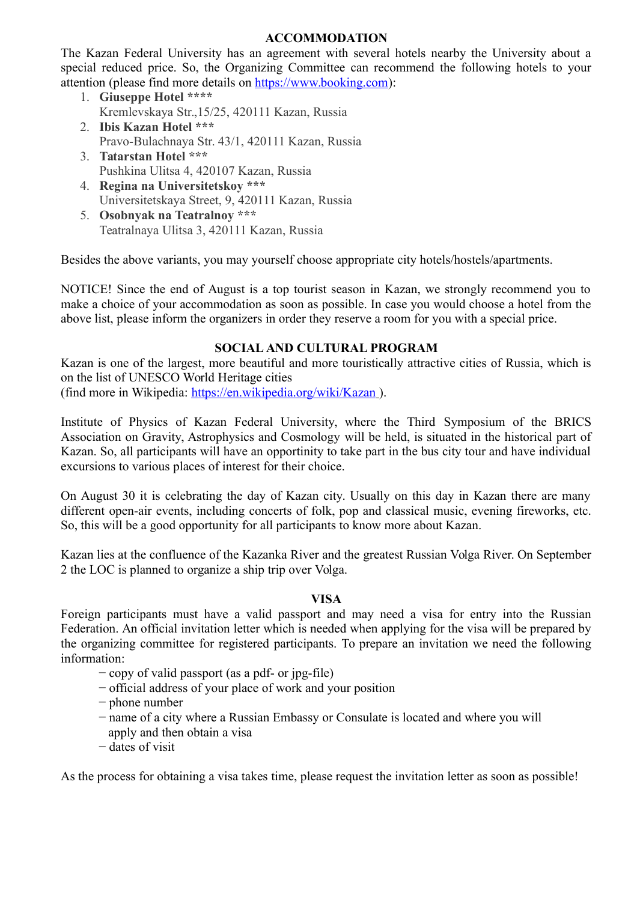## ACCOMMODATION

The Kazan Federal University has an agreement with several hotels nearby the University about a special reduced price. So, the Organizing Committee can recommend the following hotels to your attention (please find more details on https://www.booking.com):

1. **Giuseppe Hotel ****** 
   Kremlevskaya Str.,15/25, 420111 Kazan, Russia
2. **Ibis Kazan Hotel *****
   Pravo-Bulachnaya Str. 43/1, 420111 Kazan, Russia
3. **Tatarstan Hotel *****
   Pushkina Ulitsa 4, 420107 Kazan, Russia
4. **Regina na Universitetskoy *****
   Universitetskaya Street, 9, 420111 Kazan, Russia
5. **Osobnyak na Teatralnoy *****
   Teatralnaya Ulitsa 3, 420111 Kazan, Russia

Besides the above variants, you may yourself choose appropriate city hotels/hostels/apartments.

NOTICE! Since the end of August is a top tourist season in Kazan, we strongly recommend you to make a choice of your accommodation as soon as possible. In case you would choose a hotel from the above list, please inform the organizers in order they reserve a room for you with a special price.

## SOCIAL AND CULTURAL PROGRAM

Kazan is one of the largest, more beautiful and more touristically attractive cities of Russia, which is on the list of UNESCO World Heritage cities
(find more in Wikipedia: https://en.wikipedia.org/wiki/Kazan ).

Institute of Physics of Kazan Federal University, where the Third Symposium of the BRICS Association on Gravity, Astrophysics and Cosmology will be held, is situated in the historical part of Kazan. So, all participants will have an opportinity to take part in the bus city tour and have individual excursions to various places of interest for their choice.

On August 30 it is celebrating the day of Kazan city. Usually on this day in Kazan there are many different open-air events, including concerts of folk, pop and classical music, evening fireworks, etc. So, this will be a good opportunity for all participants to know more about Kazan.

Kazan lies at the confluence of the Kazanka River and the greatest Russian Volga River. On September 2 the LOC is planned to organize a ship trip over Volga.

## VISA

Foreign participants must have a valid passport and may need a visa for entry into the Russian Federation. An official invitation letter which is needed when applying for the visa will be prepared by the organizing committee for registered participants. To prepare an invitation we need the following information:

- copy of valid passport (as a pdf- or jpg-file)
- official address of your place of work and your position
- phone number
- name of a city where a Russian Embassy or Consulate is located and where you will apply and then obtain a visa
- dates of visit

As the process for obtaining a visa takes time, please request the invitation letter as soon as possible!